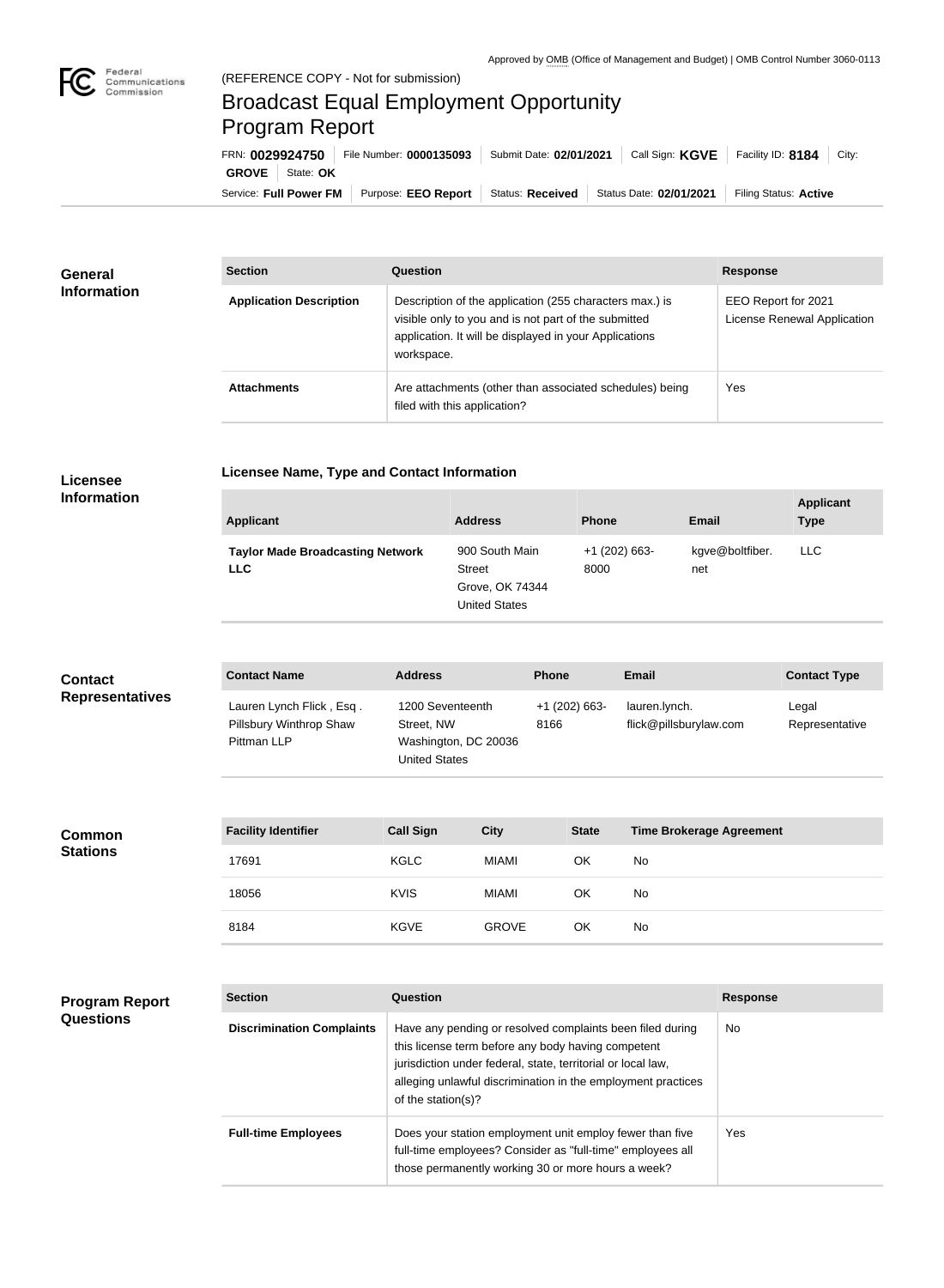Approved by OMB (Office of Management and Budget) | OMB Control Number 3060-0113

Federal Communications Commission

(REFERENCE COPY - Not for submission)

# Broadcast Equal Employment Opportunity Program Report

FRN: **0029924750** | File Number: **0000135093** | Submit Date: **02/01/2021** | Call Sign: **KGVE** | Facility ID: **8184** | City: **GROVE** | State: **OK**

Service: **Full Power FM** | Purpose: **EEO Report** | Status: **Received** | Status Date: **02/01/2021** | Filing Status: **Active**

## General Information

| Section | Question | Response |
| --- | --- | --- |
| **Application Description** | Description of the application (255 characters max.) is visible only to you and is not part of the submitted application. It will be displayed in your Applications workspace. | EEO Report for 2021 License Renewal Application |
| **Attachments** | Are attachments (other than associated schedules) being filed with this application? | Yes |

## Licensee Information

**Licensee Name, Type and Contact Information**

| Applicant | Address | Phone | Email | Applicant Type |
| --- | --- | --- | --- | --- |
| **Taylor Made Broadcasting Network LLC** | 900 South Main Street Grove, OK 74344 United States | +1 (202) 663-8000 | kgve@boltfiber.net | LLC |

## Contact Representatives

| Contact Name | Address | Phone | Email | Contact Type |
| --- | --- | --- | --- | --- |
| Lauren Lynch Flick , Esq . Pillsbury Winthrop Shaw Pittman LLP | 1200 Seventeenth Street, NW Washington, DC 20036 United States | +1 (202) 663-8166 | lauren.lynch.flick@pillsburylaw.com | Legal Representative |

## Common Stations

| Facility Identifier | Call Sign | City | State | Time Brokerage Agreement |
| --- | --- | --- | --- | --- |
| 17691 | KGLC | MIAMI | OK | No |
| 18056 | KVIS | MIAMI | OK | No |
| 8184 | KGVE | GROVE | OK | No |

## Program Report Questions

| Section | Question | Response |
| --- | --- | --- |
| **Discrimination Complaints** | Have any pending or resolved complaints been filed during this license term before any body having competent jurisdiction under federal, state, territorial or local law, alleging unlawful discrimination in the employment practices of the station(s)? | No |
| **Full-time Employees** | Does your station employment unit employ fewer than five full-time employees? Consider as "full-time" employees all those permanently working 30 or more hours a week? | Yes |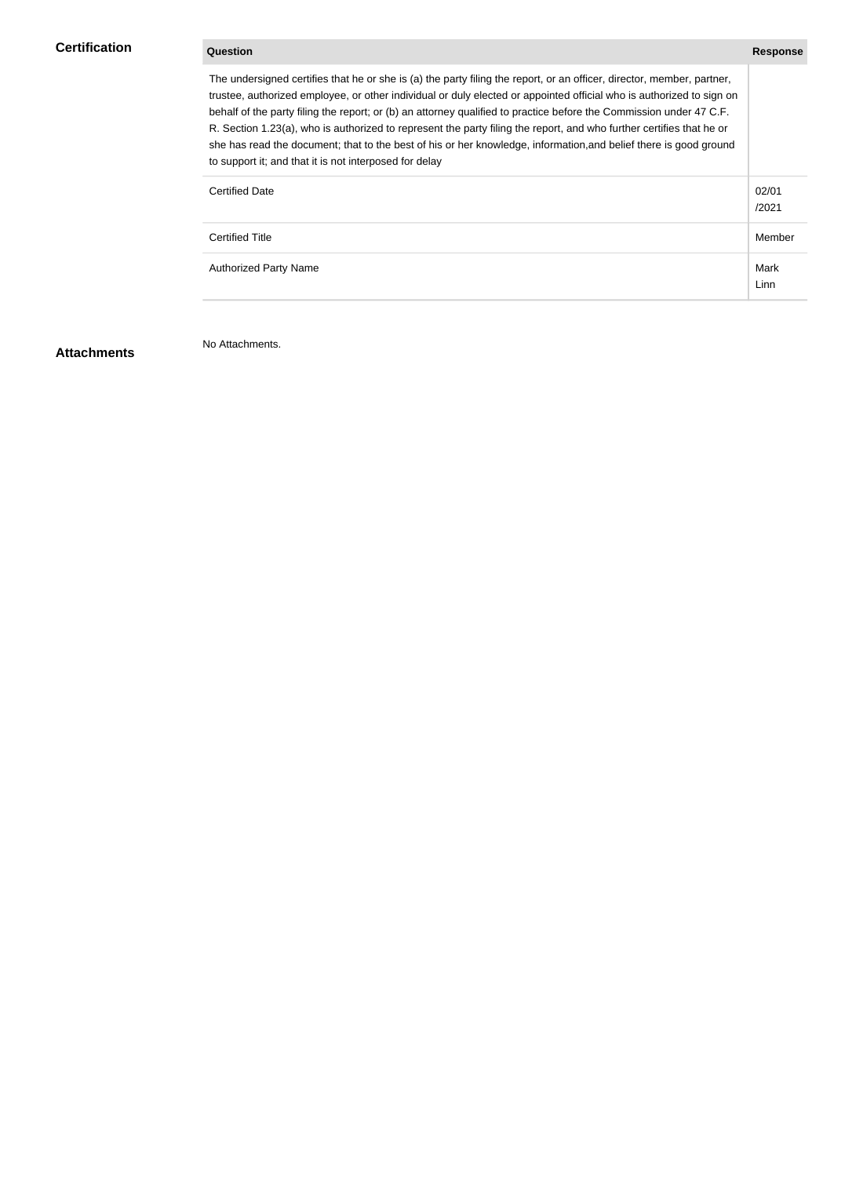## Certification

| Question | Response |
|---|---|
| The undersigned certifies that he or she is (a) the party filing the report, or an officer, director, member, partner, trustee, authorized employee, or other individual or duly elected or appointed official who is authorized to sign on behalf of the party filing the report; or (b) an attorney qualified to practice before the Commission under 47 C.F. R. Section 1.23(a), who is authorized to represent the party filing the report, and who further certifies that he or she has read the document; that to the best of his or her knowledge, information,and belief there is good ground to support it; and that it is not interposed for delay | |
| Certified Date | 02/01/2021 |
| Certified Title | Member |
| Authorized Party Name | Mark Linn |

## Attachments

No Attachments.